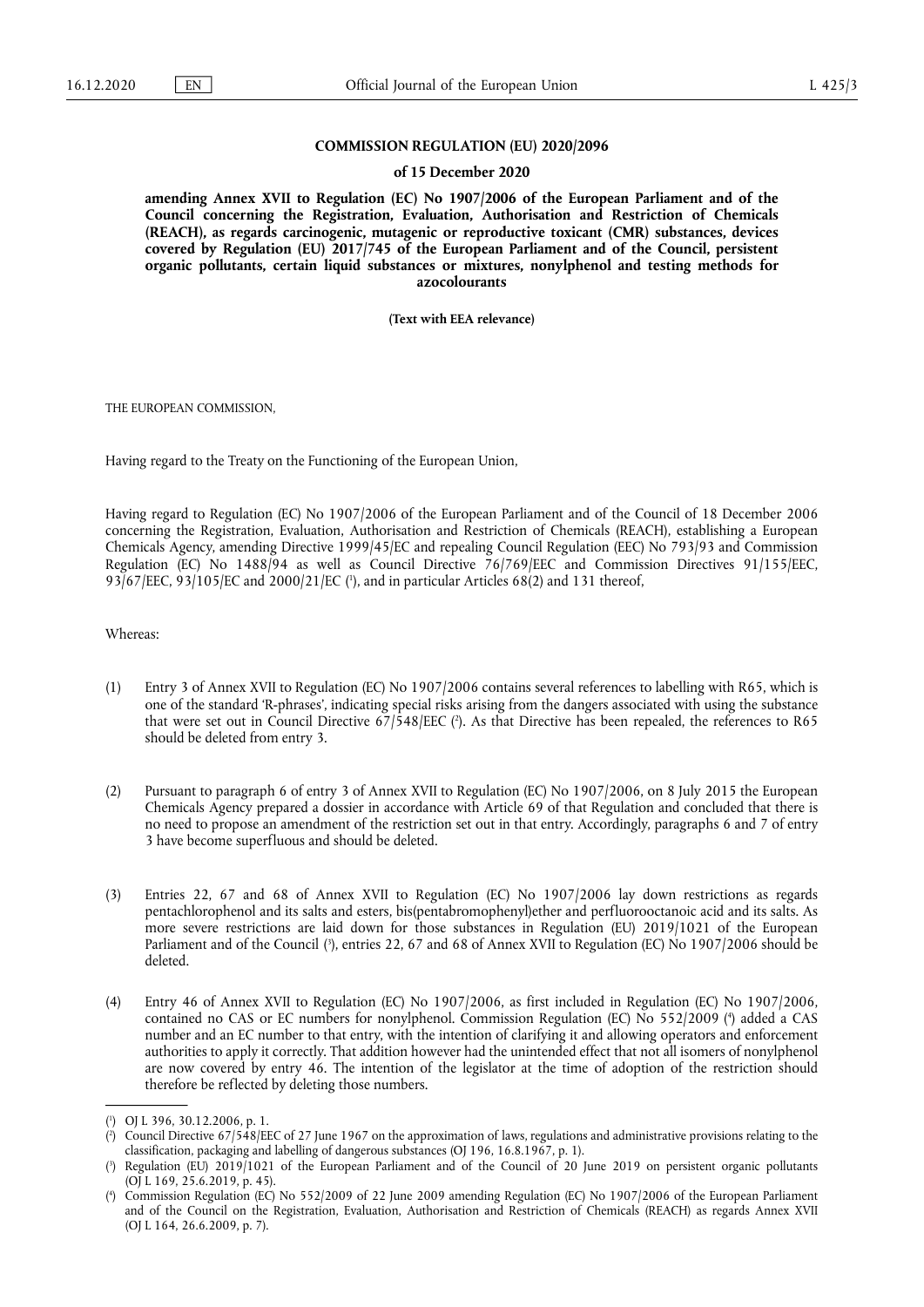**COMMISSION REGULATION (EU) 2020/2096**

**of 15 December 2020**

**amending Annex XVII to Regulation (EC) No 1907/2006 of the European Parliament and of the Council concerning the Registration, Evaluation, Authorisation and Restriction of Chemicals (REACH), as regards carcinogenic, mutagenic or reproductive toxicant (CMR) substances, devices covered by Regulation (EU) 2017/745 of the European Parliament and of the Council, persistent organic pollutants, certain liquid substances or mixtures, nonylphenol and testing methods for azocolourants**

**(Text with EEA relevance)**

THE EUROPEAN COMMISSION,

Having regard to the Treaty on the Functioning of the European Union,

Having regard to Regulation (EC) No 1907/2006 of the European Parliament and of the Council of 18 December 2006 concerning the Registration, Evaluation, Authorisation and Restriction of Chemicals (REACH), establishing a European Chemicals Agency, amending Directive 1999/45/EC and repealing Council Regulation (EEC) No 793/93 and Commission Regulation (EC) No 1488/94 as well as Council Directive 76/769/EEC and Commission Directives 91/155/EEC, 93/67/EEC, 93/105/EC and 2000/21/EC [1], and in particular Articles 68(2) and 131 thereof,

Whereas:

(1) Entry 3 of Annex XVII to Regulation (EC) No 1907/2006 contains several references to labelling with R65, which is one of the standard 'R-phrases', indicating special risks arising from the dangers associated with using the substance that were set out in Council Directive 67/548/EEC [2]. As that Directive has been repealed, the references to R65 should be deleted from entry 3.

(2) Pursuant to paragraph 6 of entry 3 of Annex XVII to Regulation (EC) No 1907/2006, on 8 July 2015 the European Chemicals Agency prepared a dossier in accordance with Article 69 of that Regulation and concluded that there is no need to propose an amendment of the restriction set out in that entry. Accordingly, paragraphs 6 and 7 of entry 3 have become superfluous and should be deleted.

(3) Entries 22, 67 and 68 of Annex XVII to Regulation (EC) No 1907/2006 lay down restrictions as regards pentachlorophenol and its salts and esters, bis(pentabromophenyl)ether and perfluorooctanoic acid and its salts. As more severe restrictions are laid down for those substances in Regulation (EU) 2019/1021 of the European Parliament and of the Council [3], entries 22, 67 and 68 of Annex XVII to Regulation (EC) No 1907/2006 should be deleted.

(4) Entry 46 of Annex XVII to Regulation (EC) No 1907/2006, as first included in Regulation (EC) No 1907/2006, contained no CAS or EC numbers for nonylphenol. Commission Regulation (EC) No 552/2009 [4] added a CAS number and an EC number to that entry, with the intention of clarifying it and allowing operators and enforcement authorities to apply it correctly. That addition however had the unintended effect that not all isomers of nonylphenol are now covered by entry 46. The intention of the legislator at the time of adoption of the restriction should therefore be reflected by deleting those numbers.

---

[1] OJ L 396, 30.12.2006, p. 1.

[2] Council Directive 67/548/EEC of 27 June 1967 on the approximation of laws, regulations and administrative provisions relating to the classification, packaging and labelling of dangerous substances (OJ 196, 16.8.1967, p. 1).

[3] Regulation (EU) 2019/1021 of the European Parliament and of the Council of 20 June 2019 on persistent organic pollutants (OJ L 169, 25.6.2019, p. 45).

[4] Commission Regulation (EC) No 552/2009 of 22 June 2009 amending Regulation (EC) No 1907/2006 of the European Parliament and of the Council on the Registration, Evaluation, Authorisation and Restriction of Chemicals (REACH) as regards Annex XVII (OJ L 164, 26.6.2009, p. 7).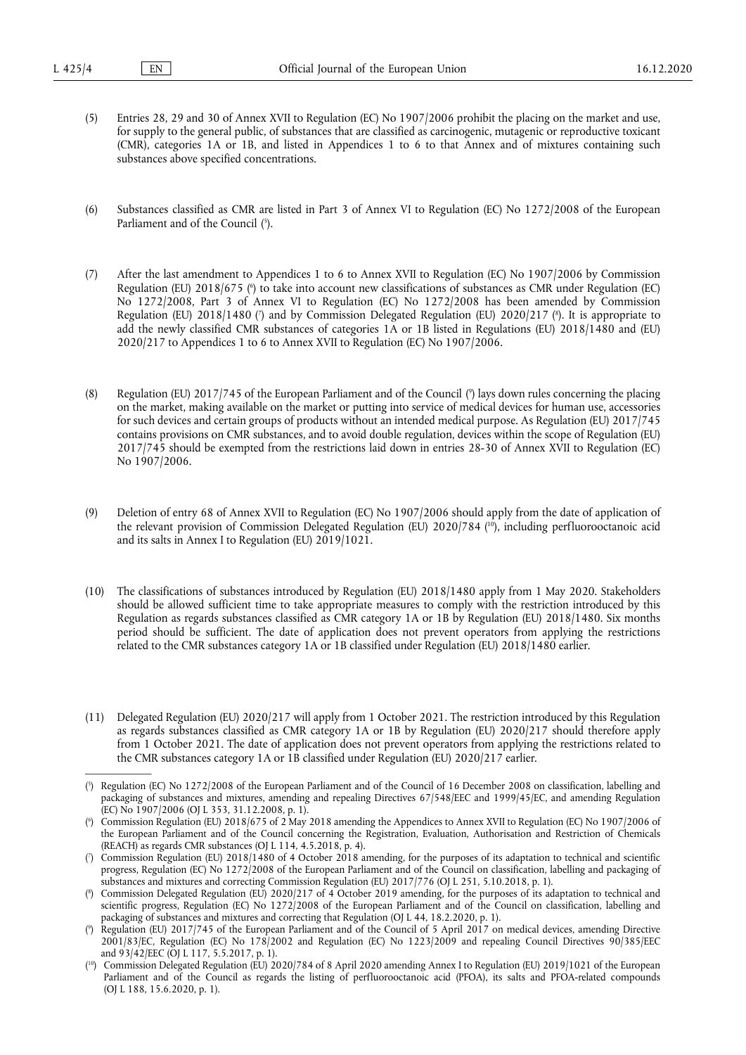(5) Entries 28, 29 and 30 of Annex XVII to Regulation (EC) No 1907/2006 prohibit the placing on the market and use, for supply to the general public, of substances that are classified as carcinogenic, mutagenic or reproductive toxicant (CMR), categories 1A or 1B, and listed in Appendices 1 to 6 to that Annex and of mixtures containing such substances above specified concentrations.

(6) Substances classified as CMR are listed in Part 3 of Annex VI to Regulation (EC) No 1272/2008 of the European Parliament and of the Council [5].

(7) After the last amendment to Appendices 1 to 6 to Annex XVII to Regulation (EC) No 1907/2006 by Commission Regulation (EU) 2018/675 [6] to take into account new classifications of substances as CMR under Regulation (EC) No 1272/2008, Part 3 of Annex VI to Regulation (EC) No 1272/2008 has been amended by Commission Regulation (EU) 2018/1480 [7] and by Commission Delegated Regulation (EU) 2020/217 [8]. It is appropriate to add the newly classified CMR substances of categories 1A or 1B listed in Regulations (EU) 2018/1480 and (EU) 2020/217 to Appendices 1 to 6 to Annex XVII to Regulation (EC) No 1907/2006.

(8) Regulation (EU) 2017/745 of the European Parliament and of the Council [9] lays down rules concerning the placing on the market, making available on the market or putting into service of medical devices for human use, accessories for such devices and certain groups of products without an intended medical purpose. As Regulation (EU) 2017/745 contains provisions on CMR substances, and to avoid double regulation, devices within the scope of Regulation (EU) 2017/745 should be exempted from the restrictions laid down in entries 28-30 of Annex XVII to Regulation (EC) No 1907/2006.

(9) Deletion of entry 68 of Annex XVII to Regulation (EC) No 1907/2006 should apply from the date of application of the relevant provision of Commission Delegated Regulation (EU) 2020/784 [10], including perfluorooctanoic acid and its salts in Annex I to Regulation (EU) 2019/1021.

(10) The classifications of substances introduced by Regulation (EU) 2018/1480 apply from 1 May 2020. Stakeholders should be allowed sufficient time to take appropriate measures to comply with the restriction introduced by this Regulation as regards substances classified as CMR category 1A or 1B by Regulation (EU) 2018/1480. Six months period should be sufficient. The date of application does not prevent operators from applying the restrictions related to the CMR substances category 1A or 1B classified under Regulation (EU) 2018/1480 earlier.

(11) Delegated Regulation (EU) 2020/217 will apply from 1 October 2021. The restriction introduced by this Regulation as regards substances classified as CMR category 1A or 1B by Regulation (EU) 2020/217 should therefore apply from 1 October 2021. The date of application does not prevent operators from applying the restrictions related to the CMR substances category 1A or 1B classified under Regulation (EU) 2020/217 earlier.

---

[5] Regulation (EC) No 1272/2008 of the European Parliament and of the Council of 16 December 2008 on classification, labelling and packaging of substances and mixtures, amending and repealing Directives 67/548/EEC and 1999/45/EC, and amending Regulation (EC) No 1907/2006 (OJ L 353, 31.12.2008, p. 1).

[6] Commission Regulation (EU) 2018/675 of 2 May 2018 amending the Appendices to Annex XVII to Regulation (EC) No 1907/2006 of the European Parliament and of the Council concerning the Registration, Evaluation, Authorisation and Restriction of Chemicals (REACH) as regards CMR substances (OJ L 114, 4.5.2018, p. 4).

[7] Commission Regulation (EU) 2018/1480 of 4 October 2018 amending, for the purposes of its adaptation to technical and scientific progress, Regulation (EC) No 1272/2008 of the European Parliament and of the Council on classification, labelling and packaging of substances and mixtures and correcting Commission Regulation (EU) 2017/776 (OJ L 251, 5.10.2018, p. 1).

[8] Commission Delegated Regulation (EU) 2020/217 of 4 October 2019 amending, for the purposes of its adaptation to technical and scientific progress, Regulation (EC) No 1272/2008 of the European Parliament and of the Council on classification, labelling and packaging of substances and mixtures and correcting that Regulation (OJ L 44, 18.2.2020, p. 1).

[9] Regulation (EU) 2017/745 of the European Parliament and of the Council of 5 April 2017 on medical devices, amending Directive 2001/83/EC, Regulation (EC) No 178/2002 and Regulation (EC) No 1223/2009 and repealing Council Directives 90/385/EEC and 93/42/EEC (OJ L 117, 5.5.2017, p. 1).

[10] Commission Delegated Regulation (EU) 2020/784 of 8 April 2020 amending Annex I to Regulation (EU) 2019/1021 of the European Parliament and of the Council as regards the listing of perfluorooctanoic acid (PFOA), its salts and PFOA-related compounds (OJ L 188, 15.6.2020, p. 1).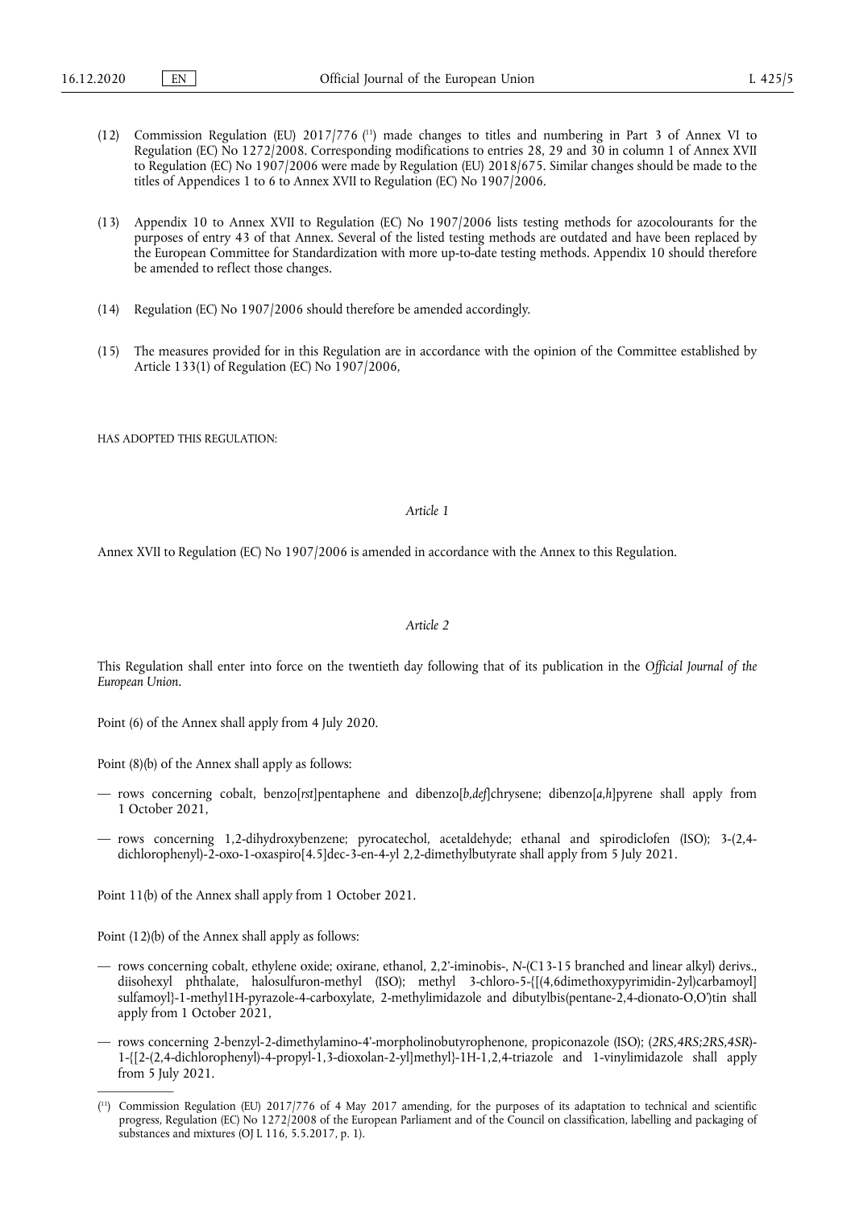(12) Commission Regulation (EU) 2017/776 [11] made changes to titles and numbering in Part 3 of Annex VI to Regulation (EC) No 1272/2008. Corresponding modifications to entries 28, 29 and 30 in column 1 of Annex XVII to Regulation (EC) No 1907/2006 were made by Regulation (EU) 2018/675. Similar changes should be made to the titles of Appendices 1 to 6 to Annex XVII to Regulation (EC) No 1907/2006.

(13) Appendix 10 to Annex XVII to Regulation (EC) No 1907/2006 lists testing methods for azocolourants for the purposes of entry 43 of that Annex. Several of the listed testing methods are outdated and have been replaced by the European Committee for Standardization with more up-to-date testing methods. Appendix 10 should therefore be amended to reflect those changes.

(14) Regulation (EC) No 1907/2006 should therefore be amended accordingly.

(15) The measures provided for in this Regulation are in accordance with the opinion of the Committee established by Article 133(1) of Regulation (EC) No 1907/2006,

HAS ADOPTED THIS REGULATION:

*Article 1*

Annex XVII to Regulation (EC) No 1907/2006 is amended in accordance with the Annex to this Regulation.

*Article 2*

This Regulation shall enter into force on the twentieth day following that of its publication in the *Official Journal of the European Union*.

Point (6) of the Annex shall apply from 4 July 2020.

Point (8)(b) of the Annex shall apply as follows:

— rows concerning cobalt, benzo[*rst*]pentaphene and dibenzo[*b,def*]chrysene; dibenzo[*a,h*]pyrene shall apply from 1 October 2021,

— rows concerning 1,2-dihydroxybenzene; pyrocatechol, acetaldehyde; ethanal and spirodiclofen (ISO); 3-(2,4-dichlorophenyl)-2-oxo-1-oxaspiro[4.5]dec-3-en-4-yl 2,2-dimethylbutyrate shall apply from 5 July 2021.

Point 11(b) of the Annex shall apply from 1 October 2021.

Point (12)(b) of the Annex shall apply as follows:

— rows concerning cobalt, ethylene oxide; oxirane, ethanol, 2,2'-iminobis-, *N*-(C13-15 branched and linear alkyl) derivs., diisohexyl phthalate, halosulfuron-methyl (ISO); methyl 3-chloro-5-{[(4,6dimethoxypyrimidin-2yl)carbamoyl] sulfamoyl}-1-methyl1H-pyrazole-4-carboxylate, 2-methylimidazole and dibutylbis(pentane-2,4-dionato-O,O')tin shall apply from 1 October 2021,

— rows concerning 2-benzyl-2-dimethylamino-4'-morpholinobutyrophenone, propiconazole (ISO); (*2RS,4RS;2RS,4SR*)-1-{[2-(2,4-dichlorophenyl)-4-propyl-1,3-dioxolan-2-yl]methyl}-1H-1,2,4-triazole and 1-vinylimidazole shall apply from 5 July 2021.

---

[11] Commission Regulation (EU) 2017/776 of 4 May 2017 amending, for the purposes of its adaptation to technical and scientific progress, Regulation (EC) No 1272/2008 of the European Parliament and of the Council on classification, labelling and packaging of substances and mixtures (OJ L 116, 5.5.2017, p. 1).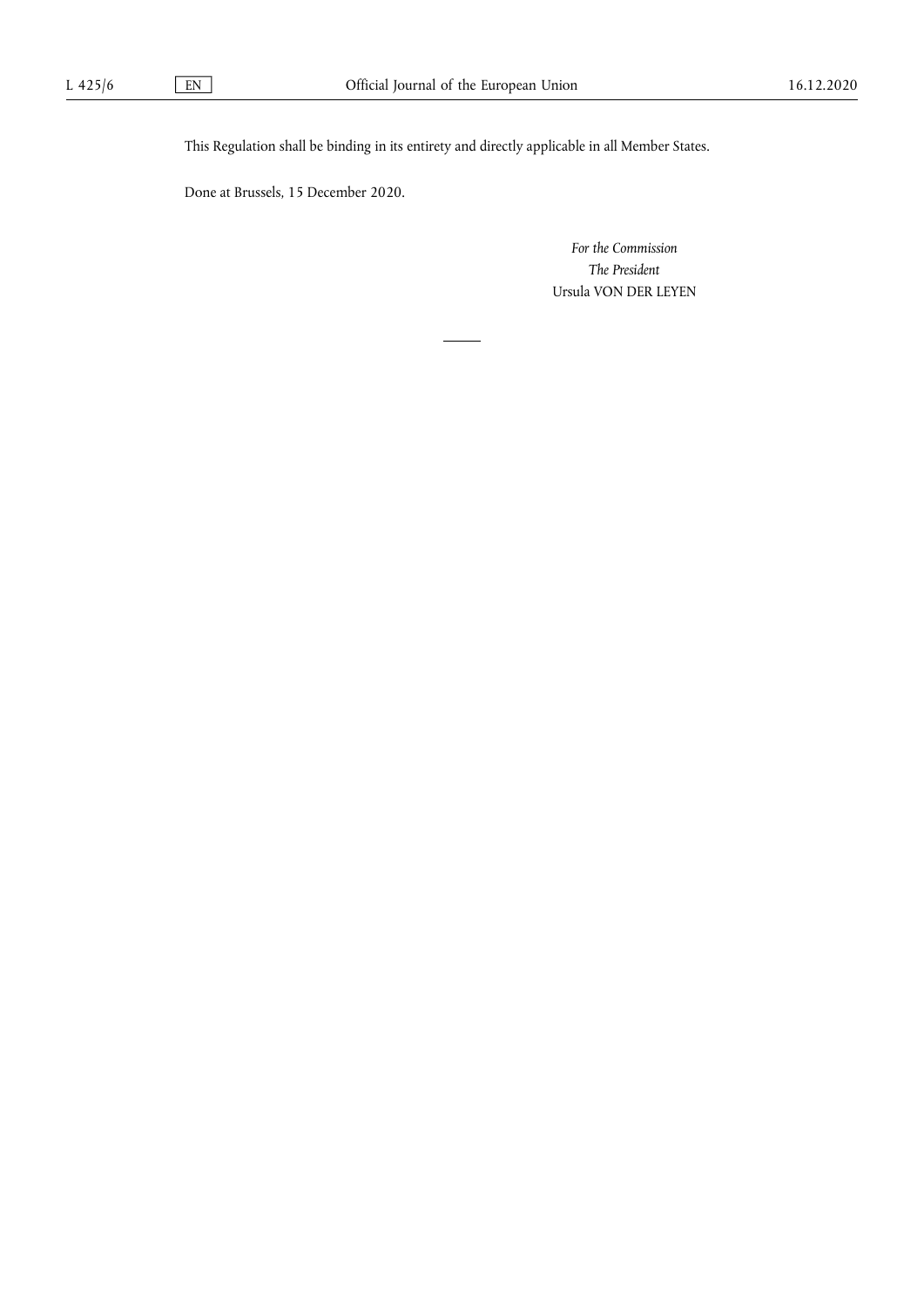This Regulation shall be binding in its entirety and directly applicable in all Member States.

Done at Brussels, 15 December 2020.

*For the Commission*

*The President*

Ursula VON DER LEYEN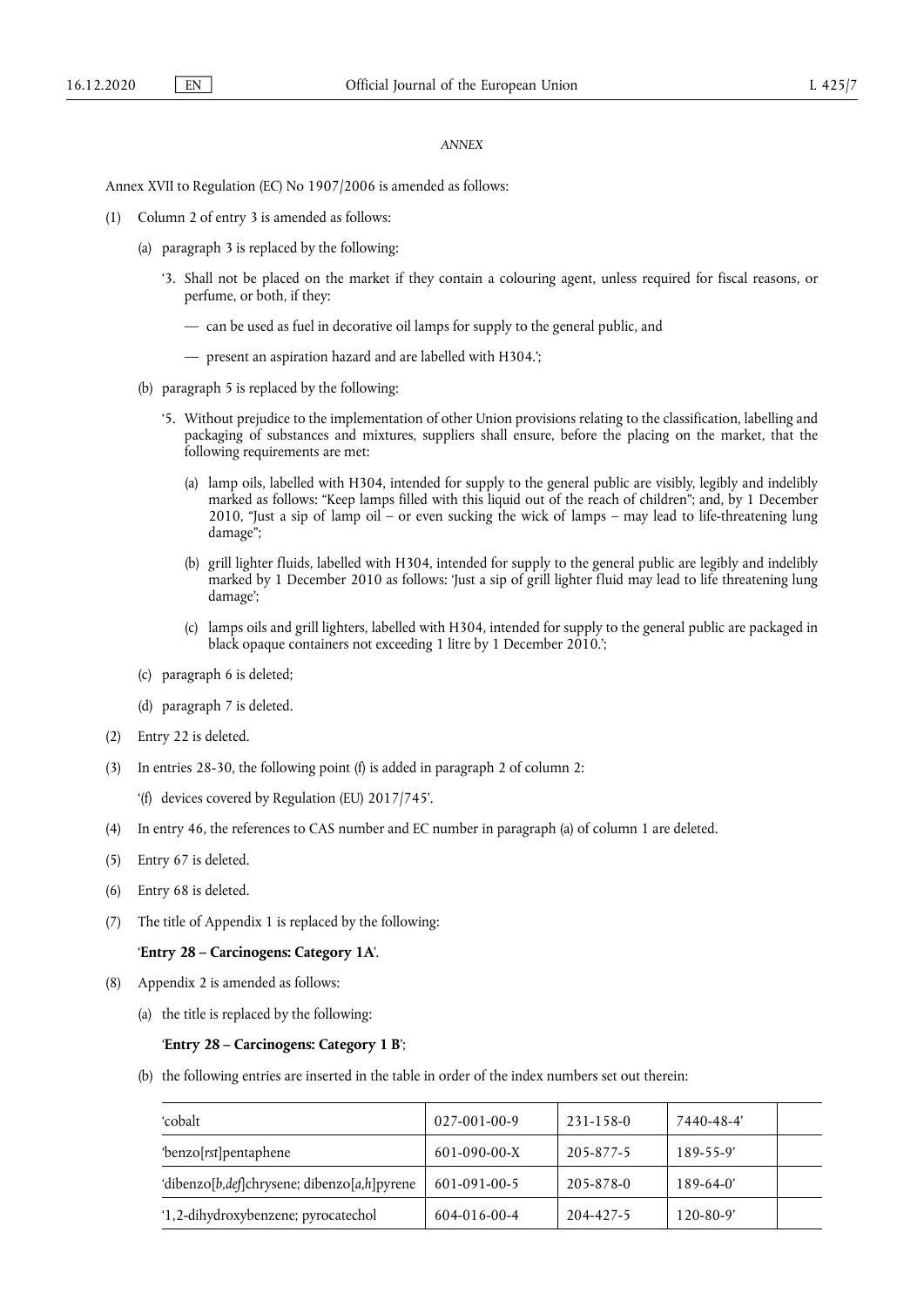*ANNEX*

Annex XVII to Regulation (EC) No 1907/2006 is amended as follows:

(1) Column 2 of entry 3 is amended as follows:

  (a) paragraph 3 is replaced by the following:

    '3. Shall not be placed on the market if they contain a colouring agent, unless required for fiscal reasons, or perfume, or both, if they:

    — can be used as fuel in decorative oil lamps for supply to the general public, and

    — present an aspiration hazard and are labelled with H304.';

  (b) paragraph 5 is replaced by the following:

    '5. Without prejudice to the implementation of other Union provisions relating to the classification, labelling and packaging of substances and mixtures, suppliers shall ensure, before the placing on the market, that the following requirements are met:

      (a) lamp oils, labelled with H304, intended for supply to the general public are visibly, legibly and indelibly marked as follows: "Keep lamps filled with this liquid out of the reach of children"; and, by 1 December 2010, "Just a sip of lamp oil – or even sucking the wick of lamps – may lead to life-threatening lung damage";

      (b) grill lighter fluids, labelled with H304, intended for supply to the general public are legibly and indelibly marked by 1 December 2010 as follows: 'Just a sip of grill lighter fluid may lead to life threatening lung damage';

      (c) lamps oils and grill lighters, labelled with H304, intended for supply to the general public are packaged in black opaque containers not exceeding 1 litre by 1 December 2010.';

  (c) paragraph 6 is deleted;

  (d) paragraph 7 is deleted.

(2) Entry 22 is deleted.

(3) In entries 28-30, the following point (f) is added in paragraph 2 of column 2:

  '(f) devices covered by Regulation (EU) 2017/745'.

(4) In entry 46, the references to CAS number and EC number in paragraph (a) of column 1 are deleted.

(5) Entry 67 is deleted.

(6) Entry 68 is deleted.

(7) The title of Appendix 1 is replaced by the following:

  '**Entry 28 – Carcinogens: Category 1A**'.

(8) Appendix 2 is amended as follows:

  (a) the title is replaced by the following:

    '**Entry 28 – Carcinogens: Category 1 B**';

  (b) the following entries are inserted in the table in order of the index numbers set out therein:

| | | | | |
|---|---|---|---|---|
| 'cobalt | 027-001-00-9 | 231-158-0 | 7440-48-4' | |
| 'benzo[*rst*]pentaphene | 601-090-00-X | 205-877-5 | 189-55-9' | |
| 'dibenzo[*b*,*def*]chrysene; dibenzo[*a*,*h*]pyrene | 601-091-00-5 | 205-878-0 | 189-64-0' | |
| '1,2-dihydroxybenzene; pyrocatechol | 604-016-00-4 | 204-427-5 | 120-80-9' | |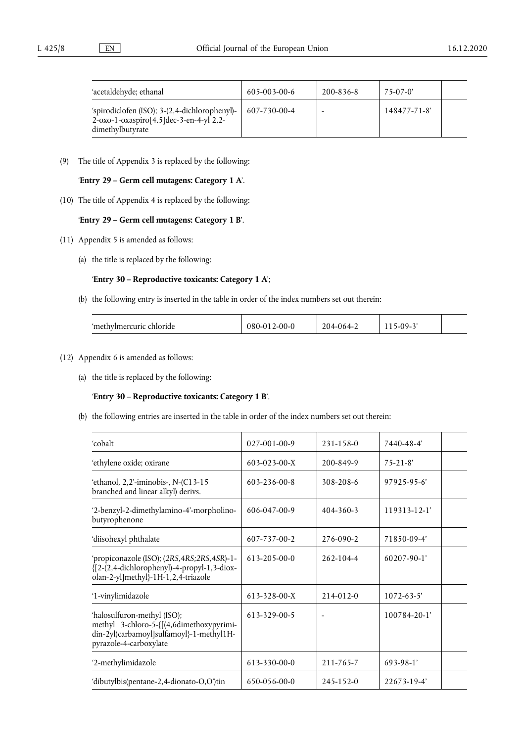| 'acetaldehyde; ethanal | 605-003-00-6 | 200-836-8 | 75-07-0' | |
|---|---|---|---|---|
| 'spirodiclofen (ISO); 3-(2,4-dichlorophenyl)-2-oxo-1-oxaspiro[4.5]dec-3-en-4-yl 2,2-dimethylbutyrate | 607-730-00-4 | - | 148477-71-8' | |

(9) The title of Appendix 3 is replaced by the following:

'**Entry 29 – Germ cell mutagens: Category 1 A**'.

(10) The title of Appendix 4 is replaced by the following:

'**Entry 29 – Germ cell mutagens: Category 1 B**'.

(11) Appendix 5 is amended as follows:

(a) the title is replaced by the following:

'**Entry 30 – Reproductive toxicants: Category 1 A**';

(b) the following entry is inserted in the table in order of the index numbers set out therein:

| 'methylmercuric chloride | 080-012-00-0 | 204-064-2 | 115-09-3' | |
|---|---|---|---|---|

(12) Appendix 6 is amended as follows:

(a) the title is replaced by the following:

'**Entry 30 – Reproductive toxicants: Category 1 B**',

(b) the following entries are inserted in the table in order of the index numbers set out therein:

| 'cobalt | 027-001-00-9 | 231-158-0 | 7440-48-4' | |
|---|---|---|---|---|
| 'ethylene oxide; oxirane | 603-023-00-X | 200-849-9 | 75-21-8' | |
| 'ethanol, 2,2'-iminobis-, *N*-(C13-15 branched and linear alkyl) derivs. | 603-236-00-8 | 308-208-6 | 97925-95-6' | |
| '2-benzyl-2-dimethylamino-4'-morpholino-butyrophenone | 606-047-00-9 | 404-360-3 | 119313-12-1' | |
| 'diisohexyl phthalate | 607-737-00-2 | 276-090-2 | 71850-09-4' | |
| 'propiconazole (ISO); (*2RS,4RS;2RS,4SR*)-1-{[2-(2,4-dichlorophenyl)-4-propyl-1,3-dioxolan-2-yl]methyl}-1H-1,2,4-triazole | 613-205-00-0 | 262-104-4 | 60207-90-1' | |
| '1-vinylimidazole | 613-328-00-X | 214-012-0 | 1072-63-5' | |
| 'halosulfuron-methyl (ISO); methyl 3-chloro-5-{[(4,6dimethoxypyrimidin-2yl)carbamoyl]sulfamoyl}-1-methyl1H-pyrazole-4-carboxylate | 613-329-00-5 | - | 100784-20-1' | |
| '2-methylimidazole | 613-330-00-0 | 211-765-7 | 693-98-1' | |
| 'dibutylbis(pentane-2,4-dionato-O,O')tin | 650-056-00-0 | 245-152-0 | 22673-19-4' | |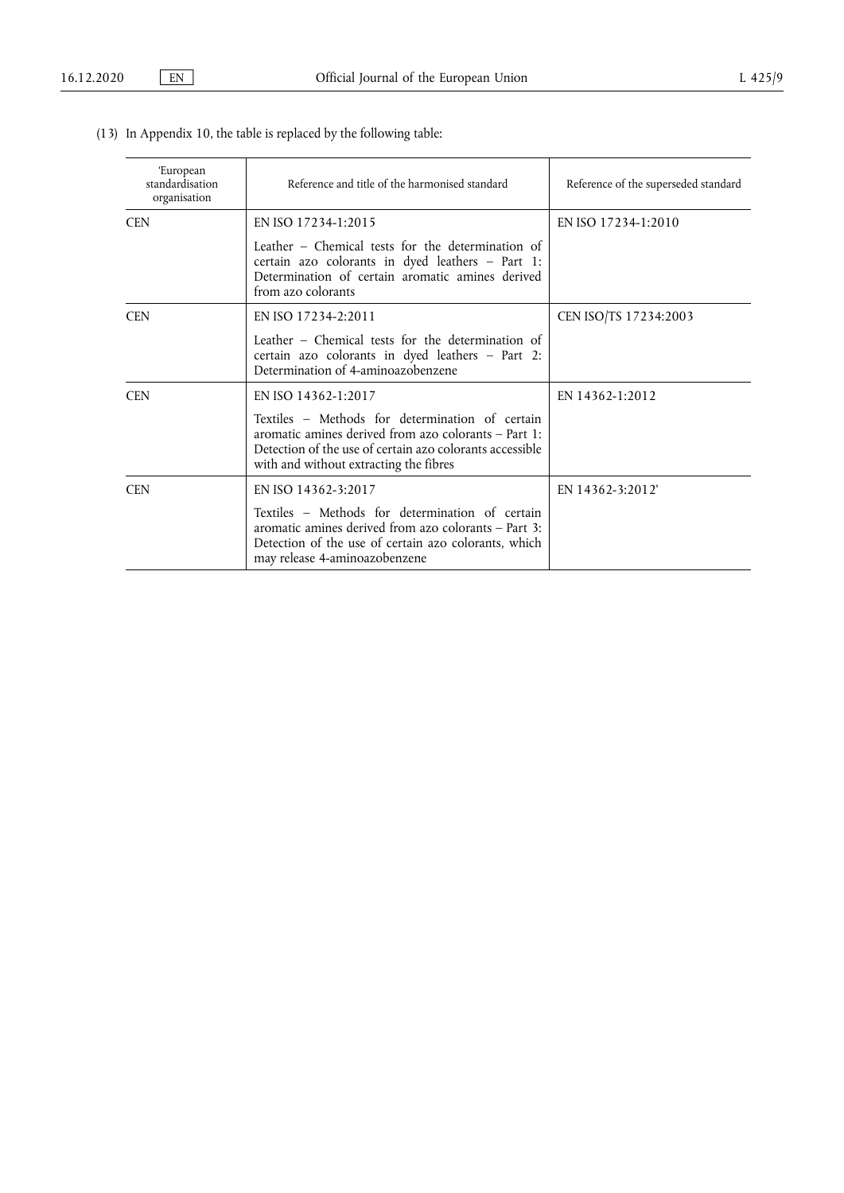(13) In Appendix 10, the table is replaced by the following table:

| 'European standardisation organisation | Reference and title of the harmonised standard | Reference of the superseded standard |
|---|---|---|
| CEN | EN ISO 17234-1:2015<br><br>Leather – Chemical tests for the determination of certain azo colorants in dyed leathers – Part 1: Determination of certain aromatic amines derived from azo colorants | EN ISO 17234-1:2010 |
| CEN | EN ISO 17234-2:2011<br><br>Leather – Chemical tests for the determination of certain azo colorants in dyed leathers – Part 2: Determination of 4-aminoazobenzene | CEN ISO/TS 17234:2003 |
| CEN | EN ISO 14362-1:2017<br><br>Textiles – Methods for determination of certain aromatic amines derived from azo colorants – Part 1: Detection of the use of certain azo colorants accessible with and without extracting the fibres | EN 14362-1:2012 |
| CEN | EN ISO 14362-3:2017<br><br>Textiles – Methods for determination of certain aromatic amines derived from azo colorants – Part 3: Detection of the use of certain azo colorants, which may release 4-aminoazobenzene | EN 14362-3:2012' |